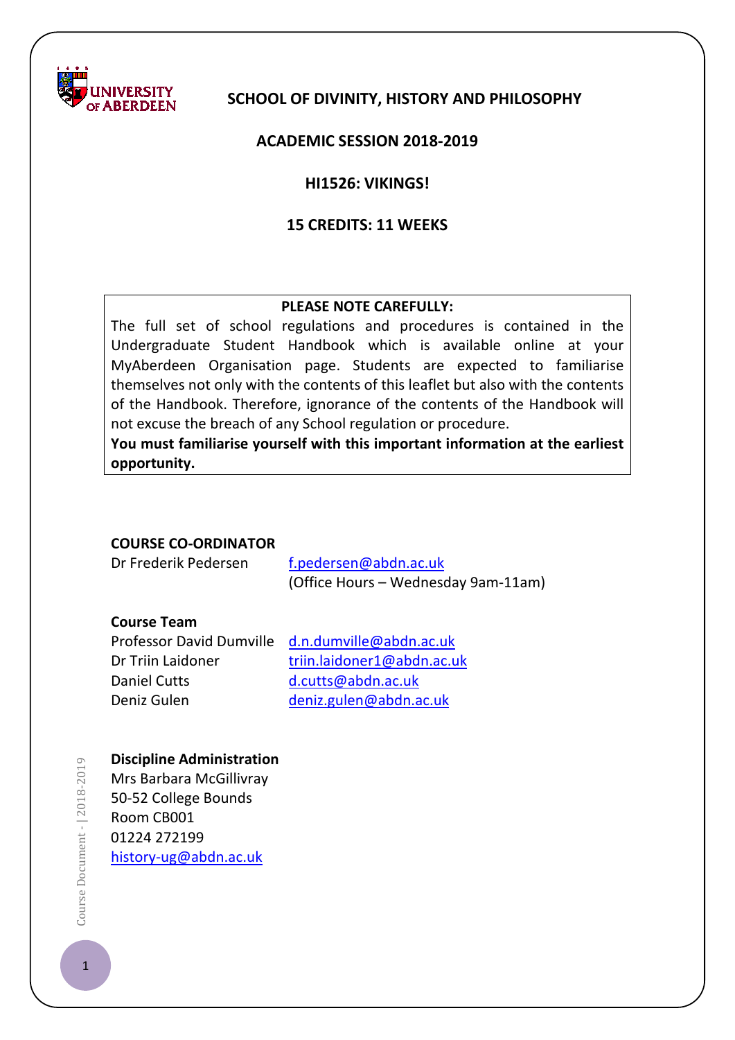# SCHOOL OF DIVINITY, HISTORY AND PHILOSOPHY

## ACADEMIC SESSION 2018-2019

## HI1526: VIKINGS!

## 15 CREDITS: 11 WEEKS

**PLEASE NOTE CAREFULLY:**

The full set of school regulations and procedures is contained in the Undergraduate Student Handbook which is available online at your MyAberdeen Organisation page. Students are expected to familiarise themselves not only with the contents of this leaflet but also with the contents of the Handbook. Therefore, ignorance of the contents of the Handbook will not excuse the breach of any School regulation or procedure.

**You must familiarise yourself with this important information at the earliest opportunity.**

**COURSE CO-ORDINATOR**

Dr Frederik Pedersen — f.pedersen@abdn.ac.uk
(Office Hours – Wednesday 9am-11am)

**Course Team**

| | |
|---|---|
| Professor David Dumville | d.n.dumville@abdn.ac.uk |
| Dr Triin Laidoner | triin.laidoner1@abdn.ac.uk |
| Daniel Cutts | d.cutts@abdn.ac.uk |
| Deniz Gulen | deniz.gulen@abdn.ac.uk |

**Discipline Administration**

Mrs Barbara McGillivray
50-52 College Bounds
Room CB001
01224 272199
history-ug@abdn.ac.uk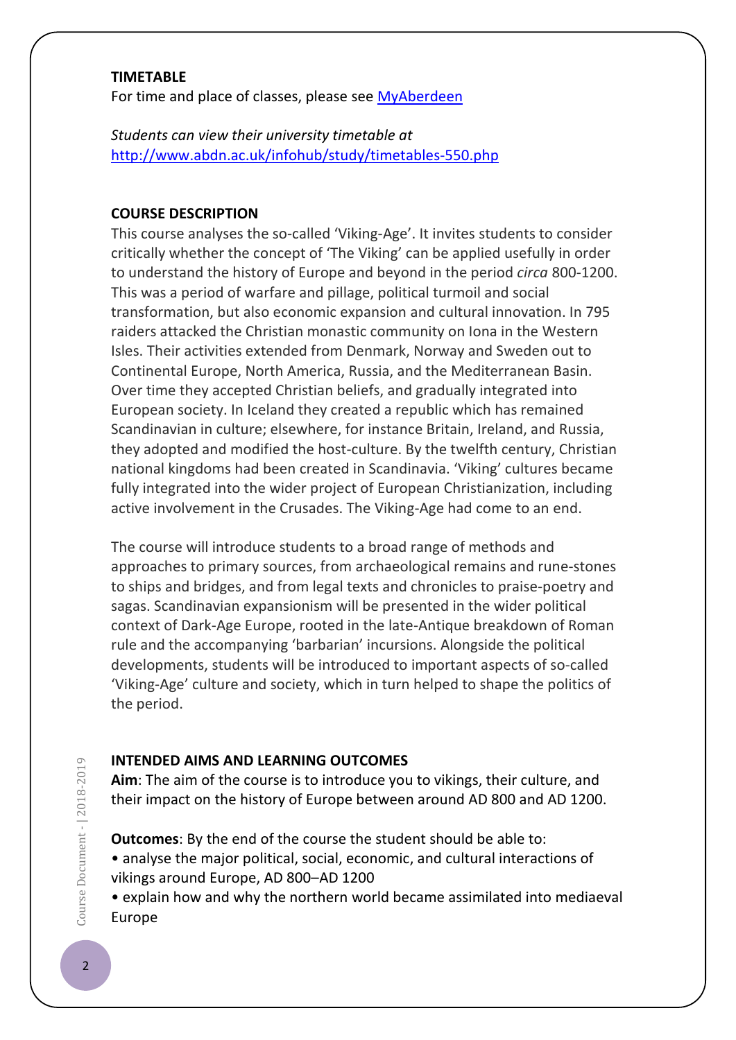## TIMETABLE

For time and place of classes, please see [MyAberdeen]

*Students can view their university timetable at*
http://www.abdn.ac.uk/infohub/study/timetables-550.php

## COURSE DESCRIPTION

This course analyses the so-called 'Viking-Age'. It invites students to consider critically whether the concept of 'The Viking' can be applied usefully in order to understand the history of Europe and beyond in the period *circa* 800-1200. This was a period of warfare and pillage, political turmoil and social transformation, but also economic expansion and cultural innovation. In 795 raiders attacked the Christian monastic community on Iona in the Western Isles. Their activities extended from Denmark, Norway and Sweden out to Continental Europe, North America, Russia, and the Mediterranean Basin. Over time they accepted Christian beliefs, and gradually integrated into European society. In Iceland they created a republic which has remained Scandinavian in culture; elsewhere, for instance Britain, Ireland, and Russia, they adopted and modified the host-culture. By the twelfth century, Christian national kingdoms had been created in Scandinavia. 'Viking' cultures became fully integrated into the wider project of European Christianization, including active involvement in the Crusades. The Viking-Age had come to an end.

The course will introduce students to a broad range of methods and approaches to primary sources, from archaeological remains and rune-stones to ships and bridges, and from legal texts and chronicles to praise-poetry and sagas. Scandinavian expansionism will be presented in the wider political context of Dark-Age Europe, rooted in the late-Antique breakdown of Roman rule and the accompanying 'barbarian' incursions. Alongside the political developments, students will be introduced to important aspects of so-called 'Viking-Age' culture and society, which in turn helped to shape the politics of the period.

## INTENDED AIMS AND LEARNING OUTCOMES

**Aim**: The aim of the course is to introduce you to vikings, their culture, and their impact on the history of Europe between around AD 800 and AD 1200.

**Outcomes**: By the end of the course the student should be able to:

- analyse the major political, social, economic, and cultural interactions of vikings around Europe, AD 800–AD 1200
- explain how and why the northern world became assimilated into mediaeval Europe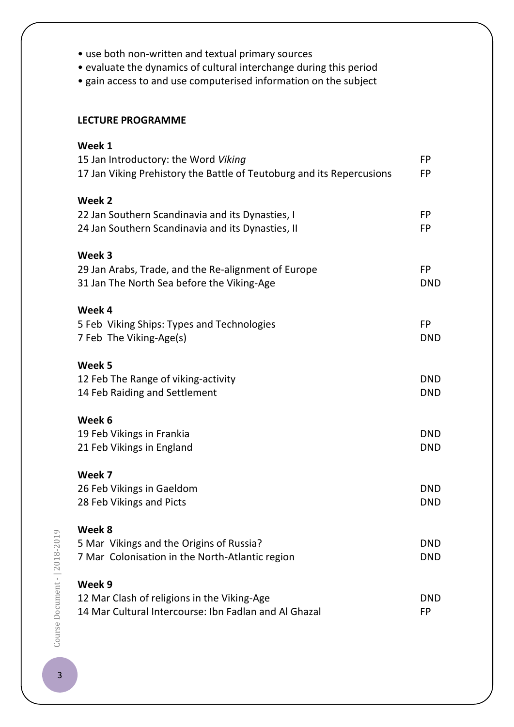- use both non-written and textual primary sources
- evaluate the dynamics of cultural interchange during this period
- gain access to and use computerised information on the subject

**LECTURE PROGRAMME**

**Week 1**

| | |
|---|---|
| 15 Jan Introductory: the Word *Viking* | FP |
| 17 Jan Viking Prehistory the Battle of Teutoburg and its Repercussions | FP |

**Week 2**

| | |
|---|---|
| 22 Jan Southern Scandinavia and its Dynasties, I | FP |
| 24 Jan Southern Scandinavia and its Dynasties, II | FP |

**Week 3**

| | |
|---|---|
| 29 Jan Arabs, Trade, and the Re-alignment of Europe | FP |
| 31 Jan The North Sea before the Viking-Age | DND |

**Week 4**

| | |
|---|---|
| 5 Feb Viking Ships: Types and Technologies | FP |
| 7 Feb The Viking-Age(s) | DND |

**Week 5**

| | |
|---|---|
| 12 Feb The Range of viking-activity | DND |
| 14 Feb Raiding and Settlement | DND |

**Week 6**

| | |
|---|---|
| 19 Feb Vikings in Frankia | DND |
| 21 Feb Vikings in England | DND |

**Week 7**

| | |
|---|---|
| 26 Feb Vikings in Gaeldom | DND |
| 28 Feb Vikings and Picts | DND |

**Week 8**

| | |
|---|---|
| 5 Mar Vikings and the Origins of Russia? | DND |
| 7 Mar Colonisation in the North-Atlantic region | DND |

**Week 9**

| | |
|---|---|
| 12 Mar Clash of religions in the Viking-Age | DND |
| 14 Mar Cultural Intercourse: Ibn Fadlan and Al Ghazal | FP |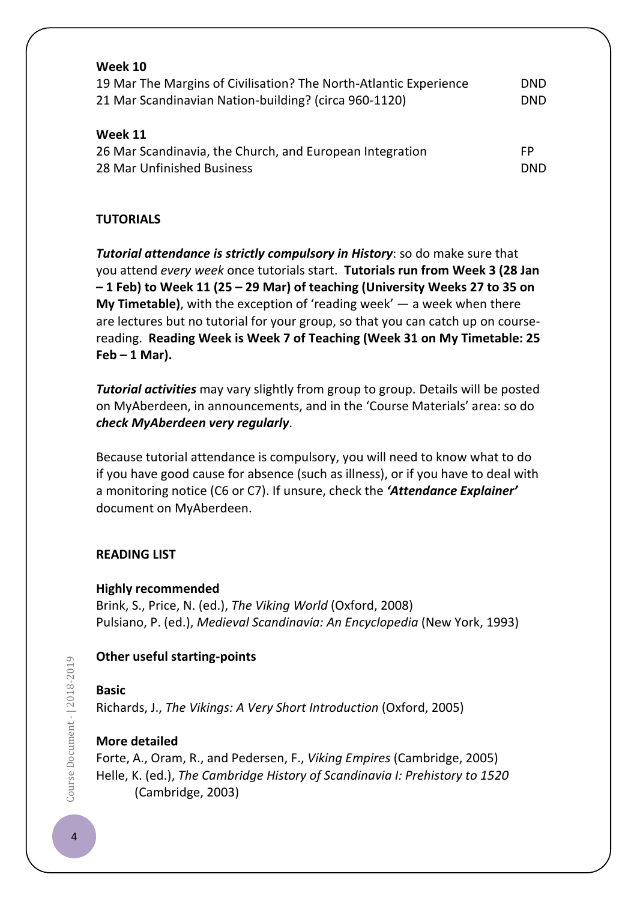**Week 10**

| | |
|---|---|
| 19 Mar The Margins of Civilisation? The North-Atlantic Experience | DND |
| 21 Mar Scandinavian Nation-building? (circa 960-1120) | DND |

**Week 11**

| | |
|---|---|
| 26 Mar Scandinavia, the Church, and European Integration | FP |
| 28 Mar Unfinished Business | DND |

**TUTORIALS**

***Tutorial attendance is strictly compulsory in History***: so do make sure that you attend *every week* once tutorials start. **Tutorials run from Week 3 (28 Jan – 1 Feb) to Week 11 (25 – 29 Mar) of teaching (University Weeks 27 to 35 on My Timetable)**, with the exception of 'reading week' — a week when there are lectures but no tutorial for your group, so that you can catch up on course-reading. **Reading Week is Week 7 of Teaching (Week 31 on My Timetable: 25 Feb – 1 Mar).**

***Tutorial activities*** may vary slightly from group to group. Details will be posted on MyAberdeen, in announcements, and in the 'Course Materials' area: so do ***check MyAberdeen very regularly***.

Because tutorial attendance is compulsory, you will need to know what to do if you have good cause for absence (such as illness), or if you have to deal with a monitoring notice (C6 or C7). If unsure, check the ***'Attendance Explainer'*** document on MyAberdeen.

**READING LIST**

**Highly recommended**

Brink, S., Price, N. (ed.), *The Viking World* (Oxford, 2008)
Pulsiano, P. (ed.), *Medieval Scandinavia: An Encyclopedia* (New York, 1993)

**Other useful starting-points**

**Basic**

Richards, J., *The Vikings: A Very Short Introduction* (Oxford, 2005)

**More detailed**

Forte, A., Oram, R., and Pedersen, F., *Viking Empires* (Cambridge, 2005)
Helle, K. (ed.), *The Cambridge History of Scandinavia I: Prehistory to 1520* (Cambridge, 2003)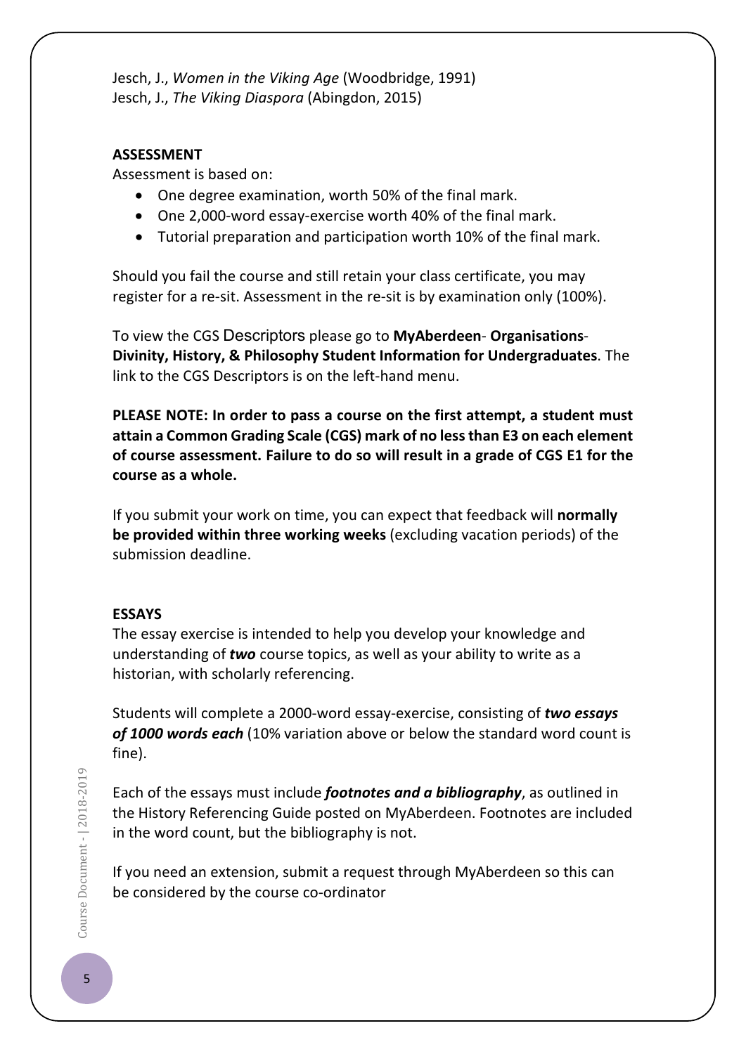Jesch, J., *Women in the Viking Age* (Woodbridge, 1991)
Jesch, J., *The Viking Diaspora* (Abingdon, 2015)

## ASSESSMENT

Assessment is based on:

- One degree examination, worth 50% of the final mark.
- One 2,000-word essay-exercise worth 40% of the final mark.
- Tutorial preparation and participation worth 10% of the final mark.

Should you fail the course and still retain your class certificate, you may register for a re-sit. Assessment in the re-sit is by examination only (100%).

To view the CGS Descriptors please go to **MyAberdeen**- **Organisations**- **Divinity, History, & Philosophy Student Information for Undergraduates**. The link to the CGS Descriptors is on the left-hand menu.

**PLEASE NOTE: In order to pass a course on the first attempt, a student must attain a Common Grading Scale (CGS) mark of no less than E3 on each element of course assessment. Failure to do so will result in a grade of CGS E1 for the course as a whole.**

If you submit your work on time, you can expect that feedback will **normally be provided within three working weeks** (excluding vacation periods) of the submission deadline.

## ESSAYS

The essay exercise is intended to help you develop your knowledge and understanding of ***two*** course topics, as well as your ability to write as a historian, with scholarly referencing.

Students will complete a 2000-word essay-exercise, consisting of ***two essays of 1000 words each*** (10% variation above or below the standard word count is fine).

Each of the essays must include ***footnotes and a bibliography***, as outlined in the History Referencing Guide posted on MyAberdeen. Footnotes are included in the word count, but the bibliography is not.

If you need an extension, submit a request through MyAberdeen so this can be considered by the course co-ordinator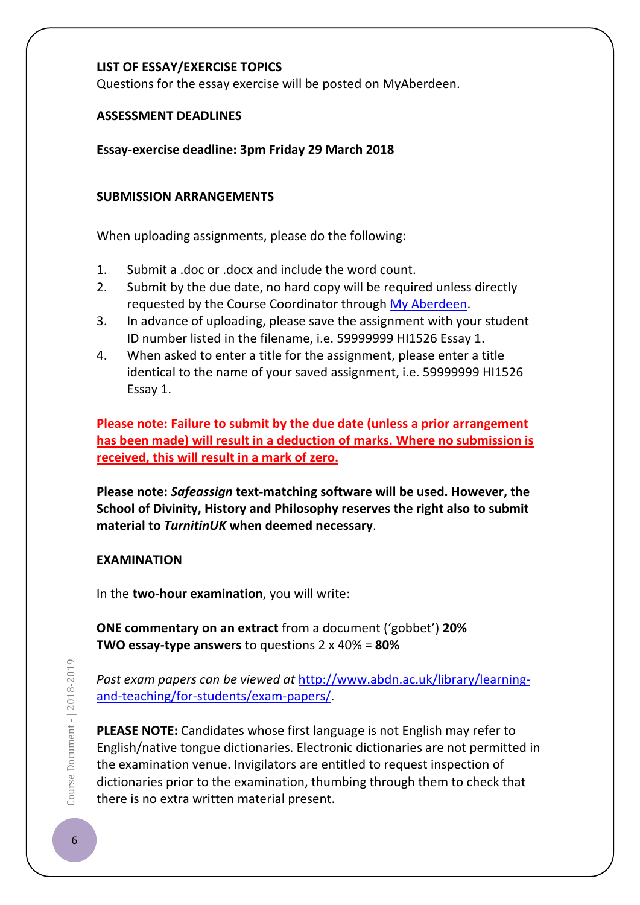**LIST OF ESSAY/EXERCISE TOPICS**

Questions for the essay exercise will be posted on MyAberdeen.

**ASSESSMENT DEADLINES**

**Essay-exercise deadline: 3pm Friday 29 March 2018**

**SUBMISSION ARRANGEMENTS**

When uploading assignments, please do the following:

1. Submit a .doc or .docx and include the word count.
2. Submit by the due date, no hard copy will be required unless directly requested by the Course Coordinator through [My Aberdeen](My Aberdeen).
3. In advance of uploading, please save the assignment with your student ID number listed in the filename, i.e. 59999999 HI1526 Essay 1.
4. When asked to enter a title for the assignment, please enter a title identical to the name of your saved assignment, i.e. 59999999 HI1526 Essay 1.

**Please note: Failure to submit by the due date (unless a prior arrangement has been made) will result in a deduction of marks. Where no submission is received, this will result in a mark of zero.**

**Please note: *Safeassign* text-matching software will be used. However, the School of Divinity, History and Philosophy reserves the right also to submit material to *TurnitinUK* when deemed necessary**.

**EXAMINATION**

In the **two-hour examination**, you will write:

**ONE commentary on an extract** from a document ('gobbet') **20%**
**TWO essay-type answers** to questions 2 x 40% = **80%**

*Past exam papers can be viewed at* [http://www.abdn.ac.uk/library/learning-and-teaching/for-students/exam-papers/](http://www.abdn.ac.uk/library/learning-and-teaching/for-students/exam-papers/).

**PLEASE NOTE:** Candidates whose first language is not English may refer to English/native tongue dictionaries. Electronic dictionaries are not permitted in the examination venue. Invigilators are entitled to request inspection of dictionaries prior to the examination, thumbing through them to check that there is no extra written material present.